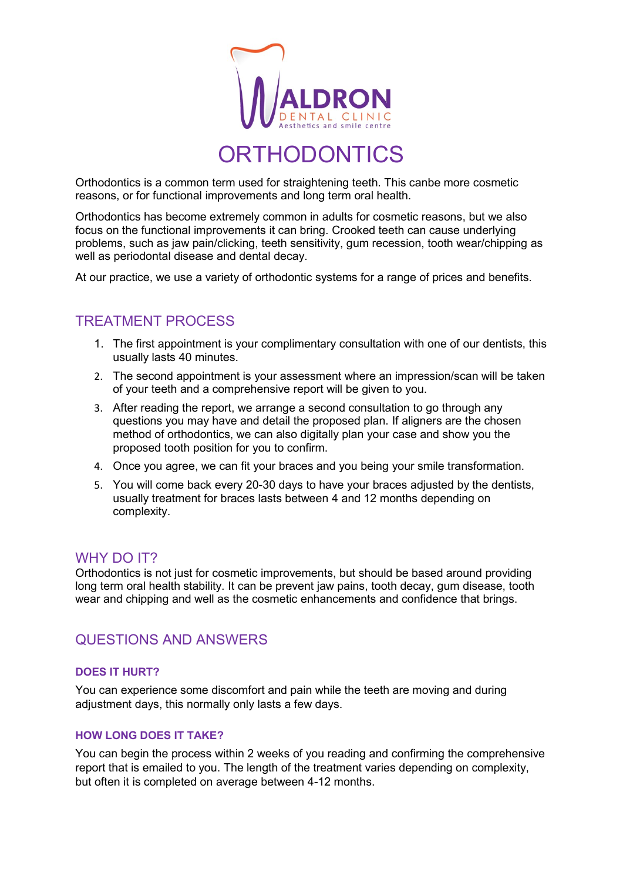WALDRON
DENTAL CLINIC
Aesthetics and smile centre

# ORTHODONTICS

Orthodontics is a common term used for straightening teeth. This canbe more cosmetic reasons, or for functional improvements and long term oral health.

Orthodontics has become extremely common in adults for cosmetic reasons, but we also focus on the functional improvements it can bring. Crooked teeth can cause underlying problems, such as jaw pain/clicking, teeth sensitivity, gum recession, tooth wear/chipping as well as periodontal disease and dental decay.

At our practice, we use a variety of orthodontic systems for a range of prices and benefits.

## TREATMENT PROCESS

1. The first appointment is your complimentary consultation with one of our dentists, this usually lasts 40 minutes.
2. The second appointment is your assessment where an impression/scan will be taken of your teeth and a comprehensive report will be given to you.
3. After reading the report, we arrange a second consultation to go through any questions you may have and detail the proposed plan. If aligners are the chosen method of orthodontics, we can also digitally plan your case and show you the proposed tooth position for you to confirm.
4. Once you agree, we can fit your braces and you being your smile transformation.
5. You will come back every 20-30 days to have your braces adjusted by the dentists, usually treatment for braces lasts between 4 and 12 months depending on complexity.

## WHY DO IT?

Orthodontics is not just for cosmetic improvements, but should be based around providing long term oral health stability. It can be prevent jaw pains, tooth decay, gum disease, tooth wear and chipping and well as the cosmetic enhancements and confidence that brings.

## QUESTIONS AND ANSWERS

### DOES IT HURT?

You can experience some discomfort and pain while the teeth are moving and during adjustment days, this normally only lasts a few days.

### HOW LONG DOES IT TAKE?

You can begin the process within 2 weeks of you reading and confirming the comprehensive report that is emailed to you. The length of the treatment varies depending on complexity, but often it is completed on average between 4-12 months.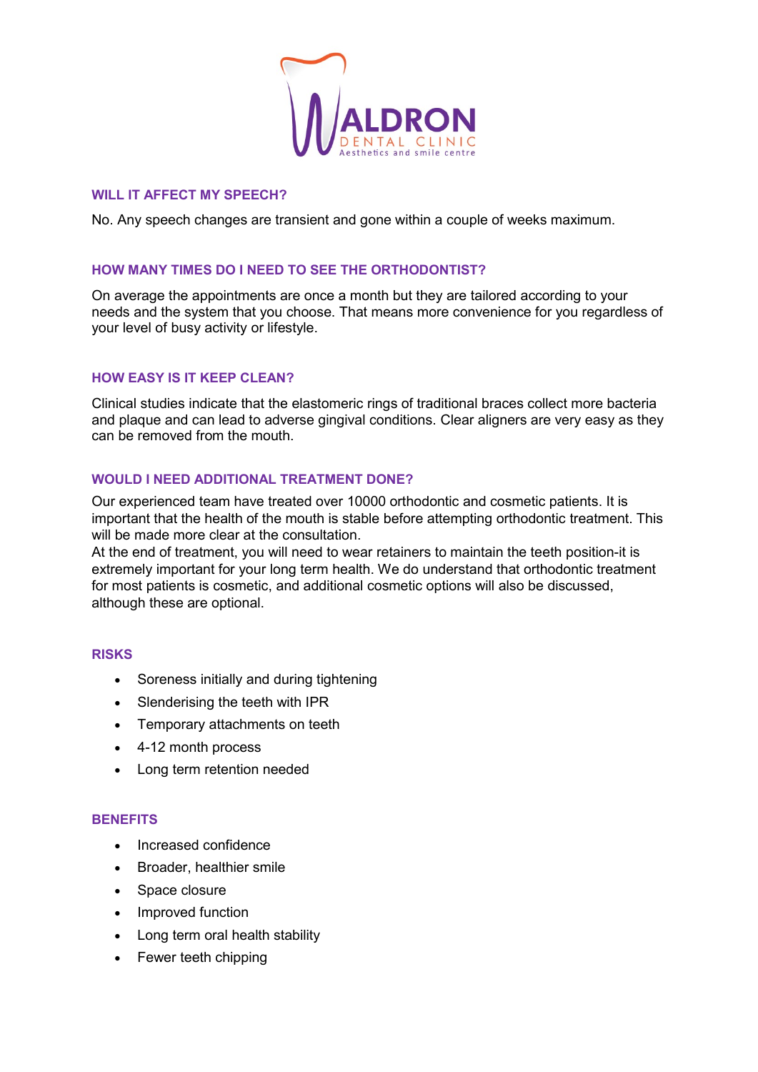## WILL IT AFFECT MY SPEECH?

No. Any speech changes are transient and gone within a couple of weeks maximum.

## HOW MANY TIMES DO I NEED TO SEE THE ORTHODONTIST?

On average the appointments are once a month but they are tailored according to your needs and the system that you choose. That means more convenience for you regardless of your level of busy activity or lifestyle.

## HOW EASY IS IT KEEP CLEAN?

Clinical studies indicate that the elastomeric rings of traditional braces collect more bacteria and plaque and can lead to adverse gingival conditions. Clear aligners are very easy as they can be removed from the mouth.

## WOULD I NEED ADDITIONAL TREATMENT DONE?

Our experienced team have treated over 10000 orthodontic and cosmetic patients. It is important that the health of the mouth is stable before attempting orthodontic treatment. This will be made more clear at the consultation.
At the end of treatment, you will need to wear retainers to maintain the teeth position-it is extremely important for your long term health. We do understand that orthodontic treatment for most patients is cosmetic, and additional cosmetic options will also be discussed, although these are optional.

## RISKS

- Soreness initially and during tightening
- Slenderising the teeth with IPR
- Temporary attachments on teeth
- 4-12 month process
- Long term retention needed

## BENEFITS

- Increased confidence
- Broader, healthier smile
- Space closure
- Improved function
- Long term oral health stability
- Fewer teeth chipping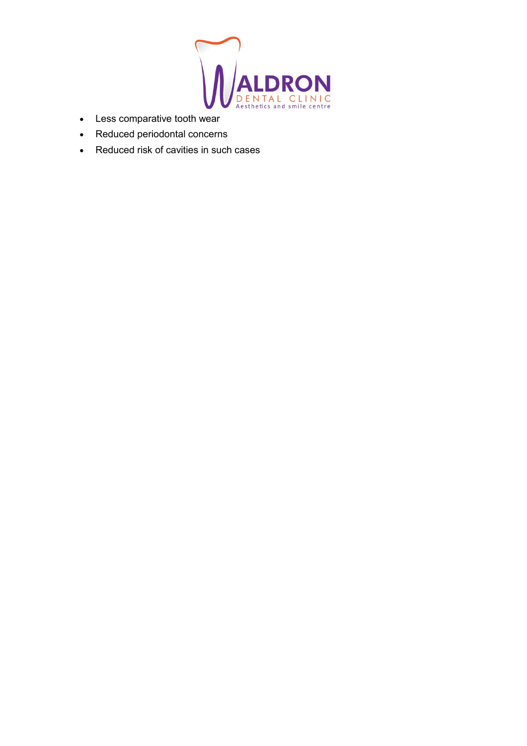- Less comparative tooth wear
- Reduced periodontal concerns
- Reduced risk of cavities in such cases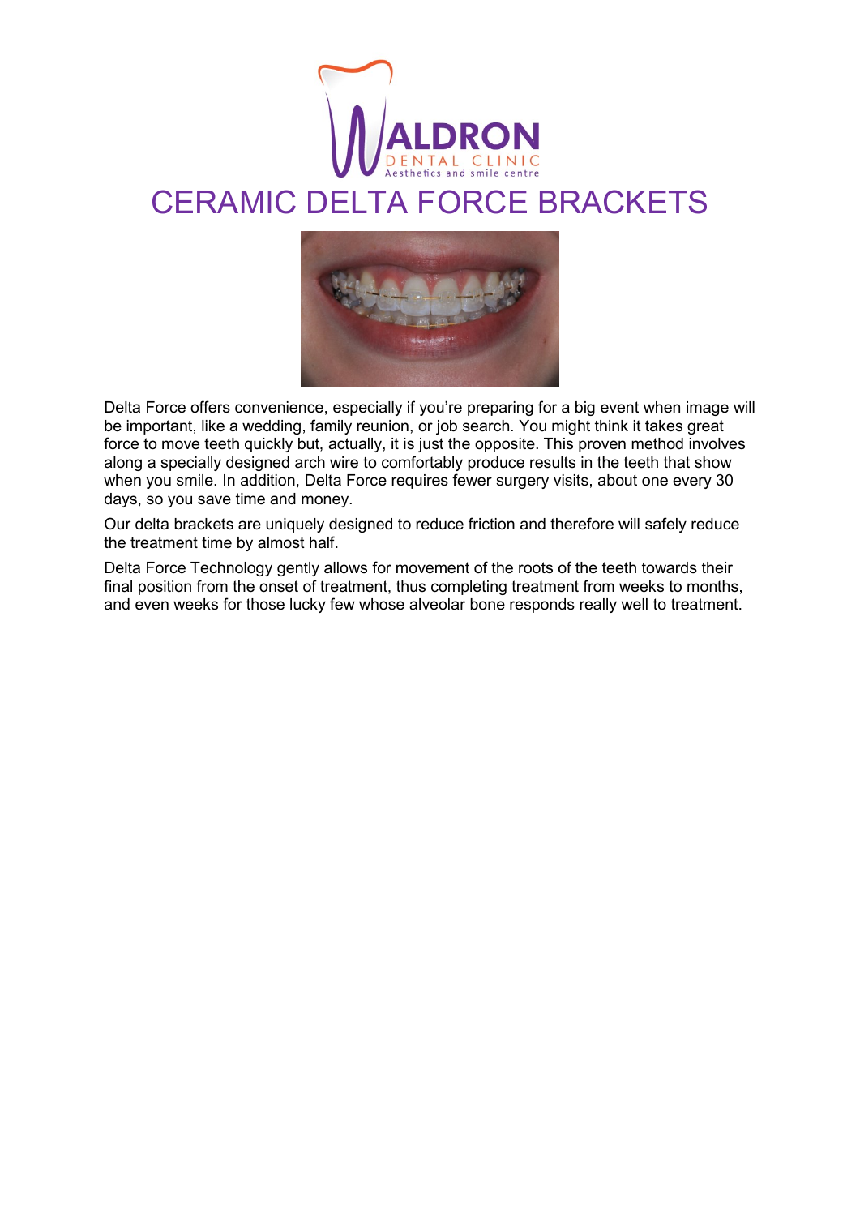# CERAMIC DELTA FORCE BRACKETS

Delta Force offers convenience, especially if you're preparing for a big event when image will be important, like a wedding, family reunion, or job search. You might think it takes great force to move teeth quickly but, actually, it is just the opposite. This proven method involves along a specially designed arch wire to comfortably produce results in the teeth that show when you smile. In addition, Delta Force requires fewer surgery visits, about one every 30 days, so you save time and money.

Our delta brackets are uniquely designed to reduce friction and therefore will safely reduce the treatment time by almost half.

Delta Force Technology gently allows for movement of the roots of the teeth towards their final position from the onset of treatment, thus completing treatment from weeks to months, and even weeks for those lucky few whose alveolar bone responds really well to treatment.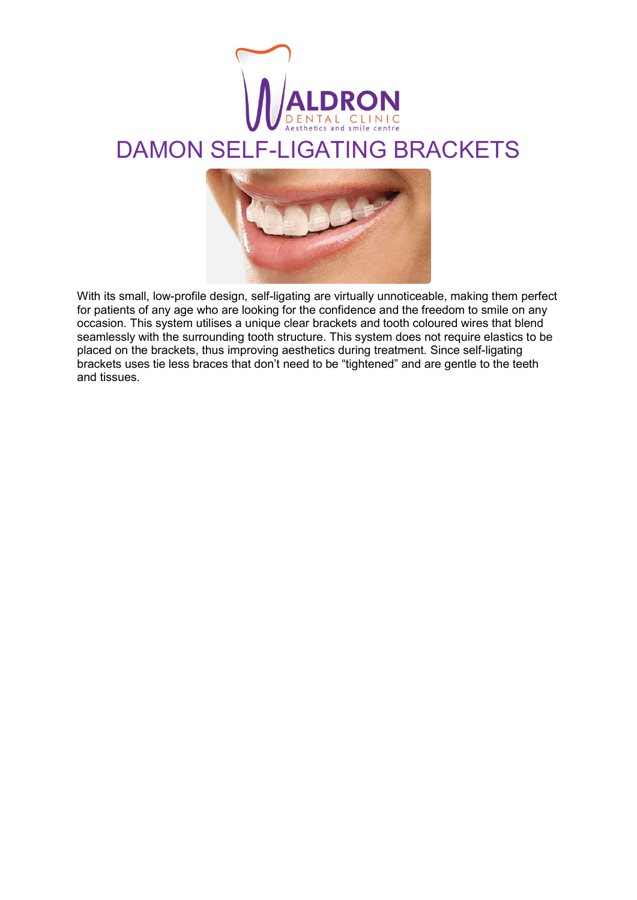# DAMON SELF-LIGATING BRACKETS

With its small, low-profile design, self-ligating are virtually unnoticeable, making them perfect for patients of any age who are looking for the confidence and the freedom to smile on any occasion. This system utilises a unique clear brackets and tooth coloured wires that blend seamlessly with the surrounding tooth structure. This system does not require elastics to be placed on the brackets, thus improving aesthetics during treatment. Since self-ligating brackets uses tie less braces that don't need to be "tightened" and are gentle to the teeth and tissues.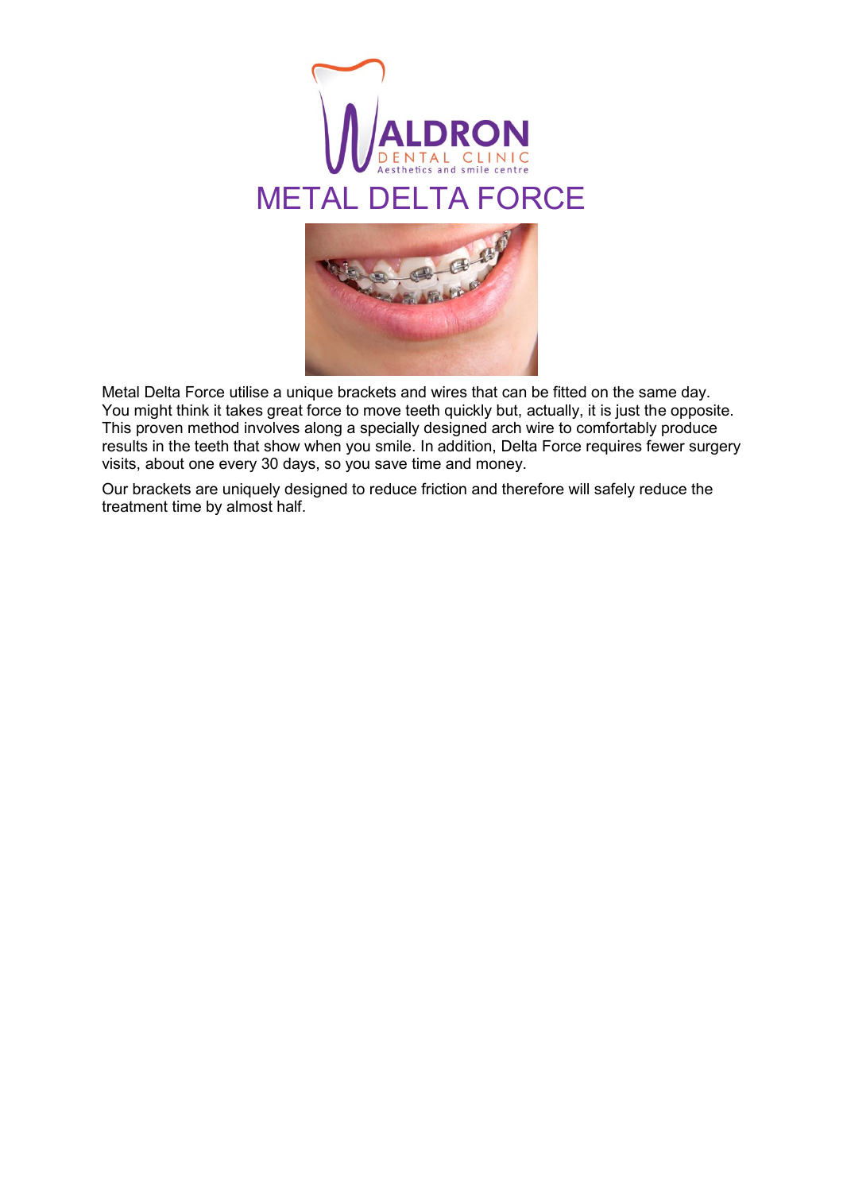# METAL DELTA FORCE

Metal Delta Force utilise a unique brackets and wires that can be fitted on the same day. You might think it takes great force to move teeth quickly but, actually, it is just the opposite. This proven method involves along a specially designed arch wire to comfortably produce results in the teeth that show when you smile. In addition, Delta Force requires fewer surgery visits, about one every 30 days, so you save time and money.

Our brackets are uniquely designed to reduce friction and therefore will safely reduce the treatment time by almost half.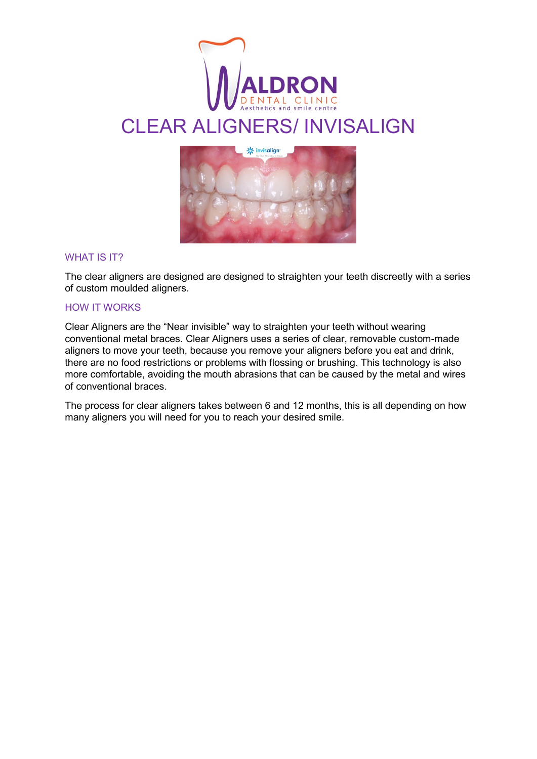# CLEAR ALIGNERS/ INVISALIGN

## WHAT IS IT?

The clear aligners are designed are designed to straighten your teeth discreetly with a series of custom moulded aligners.

## HOW IT WORKS

Clear Aligners are the "Near invisible" way to straighten your teeth without wearing conventional metal braces. Clear Aligners uses a series of clear, removable custom-made aligners to move your teeth, because you remove your aligners before you eat and drink, there are no food restrictions or problems with flossing or brushing. This technology is also more comfortable, avoiding the mouth abrasions that can be caused by the metal and wires of conventional braces.

The process for clear aligners takes between 6 and 12 months, this is all depending on how many aligners you will need for you to reach your desired smile.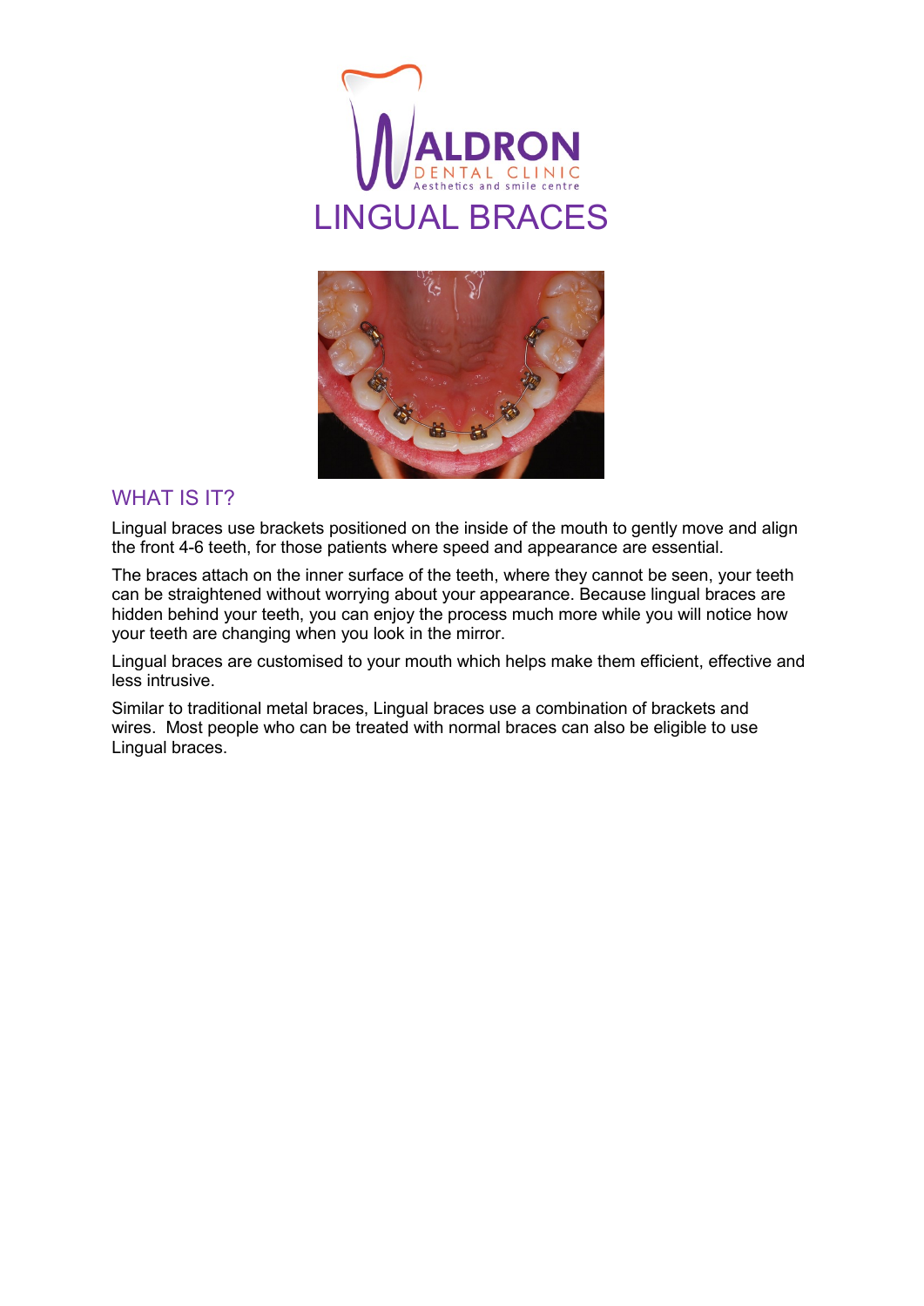# LINGUAL BRACES

## WHAT IS IT?

Lingual braces use brackets positioned on the inside of the mouth to gently move and align the front 4-6 teeth, for those patients where speed and appearance are essential.

The braces attach on the inner surface of the teeth, where they cannot be seen, your teeth can be straightened without worrying about your appearance. Because lingual braces are hidden behind your teeth, you can enjoy the process much more while you will notice how your teeth are changing when you look in the mirror.

Lingual braces are customised to your mouth which helps make them efficient, effective and less intrusive.

Similar to traditional metal braces, Lingual braces use a combination of brackets and wires. Most people who can be treated with normal braces can also be eligible to use Lingual braces.